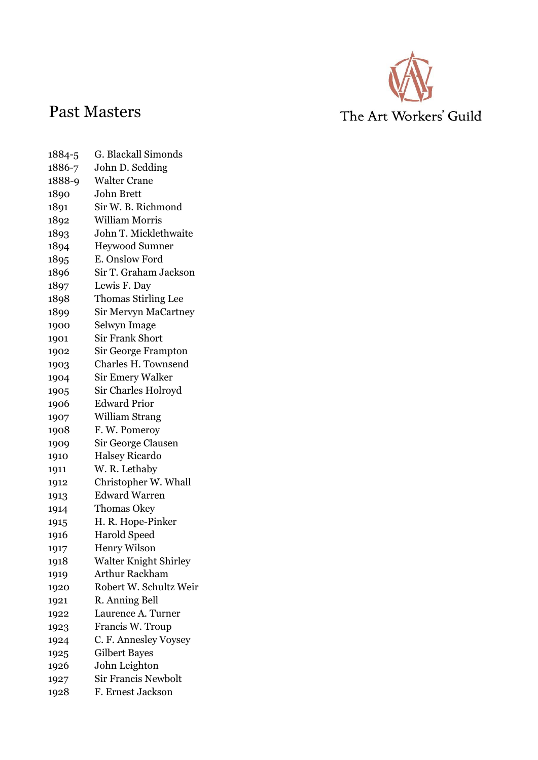# Past Masters

The Art Workers' Guild

| | |
|---|---|
| 1884-5 | G. Blackall Simonds |
| 1886-7 | John D. Sedding |
| 1888-9 | Walter Crane |
| 1890 | John Brett |
| 1891 | Sir W. B. Richmond |
| 1892 | William Morris |
| 1893 | John T. Micklethwaite |
| 1894 | Heywood Sumner |
| 1895 | E. Onslow Ford |
| 1896 | Sir T. Graham Jackson |
| 1897 | Lewis F. Day |
| 1898 | Thomas Stirling Lee |
| 1899 | Sir Mervyn MaCartney |
| 1900 | Selwyn Image |
| 1901 | Sir Frank Short |
| 1902 | Sir George Frampton |
| 1903 | Charles H. Townsend |
| 1904 | Sir Emery Walker |
| 1905 | Sir Charles Holroyd |
| 1906 | Edward Prior |
| 1907 | William Strang |
| 1908 | F. W. Pomeroy |
| 1909 | Sir George Clausen |
| 1910 | Halsey Ricardo |
| 1911 | W. R. Lethaby |
| 1912 | Christopher W. Whall |
| 1913 | Edward Warren |
| 1914 | Thomas Okey |
| 1915 | H. R. Hope-Pinker |
| 1916 | Harold Speed |
| 1917 | Henry Wilson |
| 1918 | Walter Knight Shirley |
| 1919 | Arthur Rackham |
| 1920 | Robert W. Schultz Weir |
| 1921 | R. Anning Bell |
| 1922 | Laurence A. Turner |
| 1923 | Francis W. Troup |
| 1924 | C. F. Annesley Voysey |
| 1925 | Gilbert Bayes |
| 1926 | John Leighton |
| 1927 | Sir Francis Newbolt |
| 1928 | F. Ernest Jackson |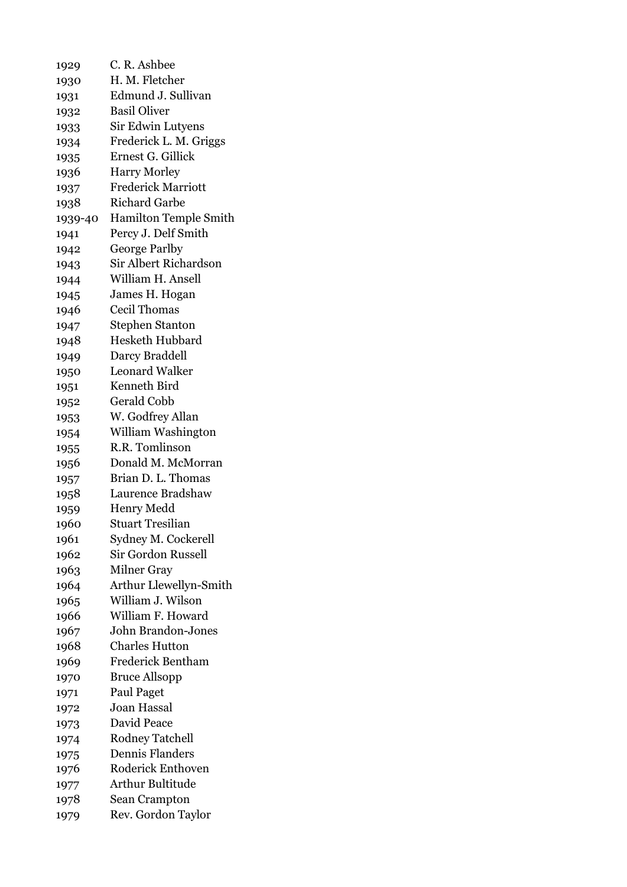| | |
|---|---|
| 1929 | C. R. Ashbee |
| 1930 | H. M. Fletcher |
| 1931 | Edmund J. Sullivan |
| 1932 | Basil Oliver |
| 1933 | Sir Edwin Lutyens |
| 1934 | Frederick L. M. Griggs |
| 1935 | Ernest G. Gillick |
| 1936 | Harry Morley |
| 1937 | Frederick Marriott |
| 1938 | Richard Garbe |
| 1939-40 | Hamilton Temple Smith |
| 1941 | Percy J. Delf Smith |
| 1942 | George Parlby |
| 1943 | Sir Albert Richardson |
| 1944 | William H. Ansell |
| 1945 | James H. Hogan |
| 1946 | Cecil Thomas |
| 1947 | Stephen Stanton |
| 1948 | Hesketh Hubbard |
| 1949 | Darcy Braddell |
| 1950 | Leonard Walker |
| 1951 | Kenneth Bird |
| 1952 | Gerald Cobb |
| 1953 | W. Godfrey Allan |
| 1954 | William Washington |
| 1955 | R.R. Tomlinson |
| 1956 | Donald M. McMorran |
| 1957 | Brian D. L. Thomas |
| 1958 | Laurence Bradshaw |
| 1959 | Henry Medd |
| 1960 | Stuart Tresilian |
| 1961 | Sydney M. Cockerell |
| 1962 | Sir Gordon Russell |
| 1963 | Milner Gray |
| 1964 | Arthur Llewellyn-Smith |
| 1965 | William J. Wilson |
| 1966 | William F. Howard |
| 1967 | John Brandon-Jones |
| 1968 | Charles Hutton |
| 1969 | Frederick Bentham |
| 1970 | Bruce Allsopp |
| 1971 | Paul Paget |
| 1972 | Joan Hassal |
| 1973 | David Peace |
| 1974 | Rodney Tatchell |
| 1975 | Dennis Flanders |
| 1976 | Roderick Enthoven |
| 1977 | Arthur Bultitude |
| 1978 | Sean Crampton |
| 1979 | Rev. Gordon Taylor |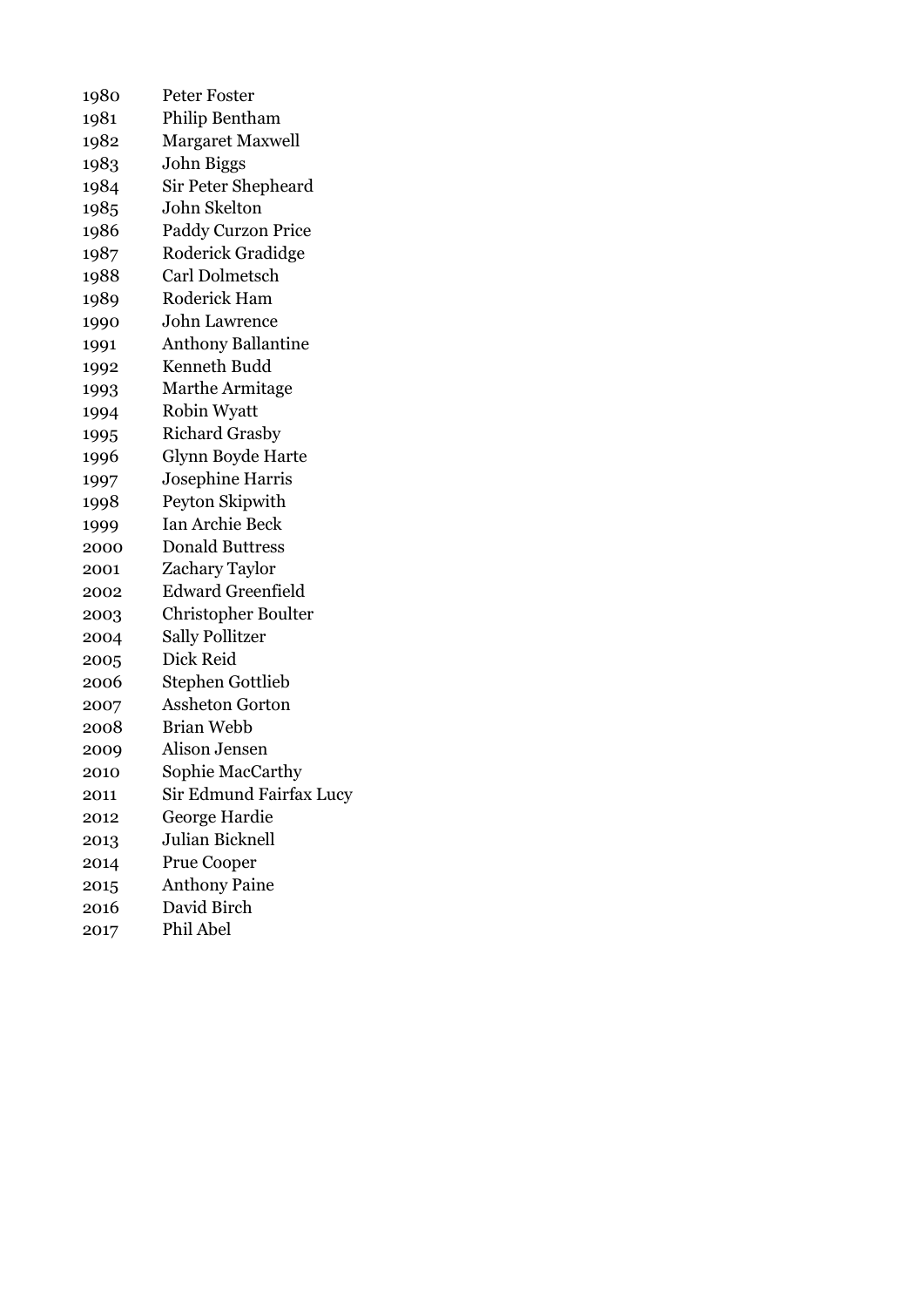| | |
|---|---|
| 1980 | Peter Foster |
| 1981 | Philip Bentham |
| 1982 | Margaret Maxwell |
| 1983 | John Biggs |
| 1984 | Sir Peter Shepheard |
| 1985 | John Skelton |
| 1986 | Paddy Curzon Price |
| 1987 | Roderick Gradidge |
| 1988 | Carl Dolmetsch |
| 1989 | Roderick Ham |
| 1990 | John Lawrence |
| 1991 | Anthony Ballantine |
| 1992 | Kenneth Budd |
| 1993 | Marthe Armitage |
| 1994 | Robin Wyatt |
| 1995 | Richard Grasby |
| 1996 | Glynn Boyde Harte |
| 1997 | Josephine Harris |
| 1998 | Peyton Skipwith |
| 1999 | Ian Archie Beck |
| 2000 | Donald Buttress |
| 2001 | Zachary Taylor |
| 2002 | Edward Greenfield |
| 2003 | Christopher Boulter |
| 2004 | Sally Pollitzer |
| 2005 | Dick Reid |
| 2006 | Stephen Gottlieb |
| 2007 | Assheton Gorton |
| 2008 | Brian Webb |
| 2009 | Alison Jensen |
| 2010 | Sophie MacCarthy |
| 2011 | Sir Edmund Fairfax Lucy |
| 2012 | George Hardie |
| 2013 | Julian Bicknell |
| 2014 | Prue Cooper |
| 2015 | Anthony Paine |
| 2016 | David Birch |
| 2017 | Phil Abel |